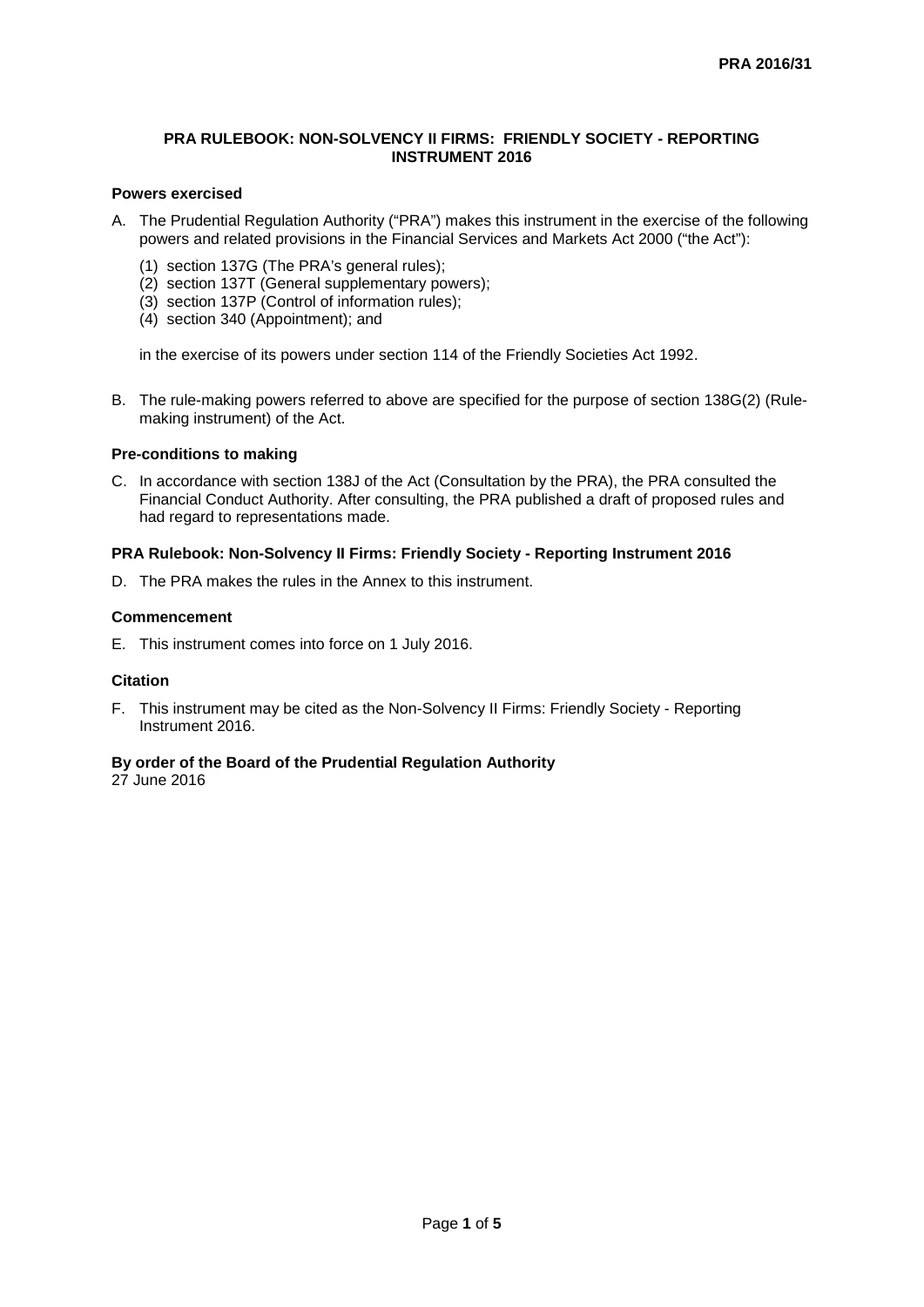PRA 2016/31

# PRA RULEBOOK: NON-SOLVENCY II FIRMS: FRIENDLY SOCIETY - REPORTING INSTRUMENT 2016

## Powers exercised

A. The Prudential Regulation Authority ("PRA") makes this instrument in the exercise of the following powers and related provisions in the Financial Services and Markets Act 2000 ("the Act"):

   (1) section 137G (The PRA's general rules);
   (2) section 137T (General supplementary powers);
   (3) section 137P (Control of information rules);
   (4) section 340 (Appointment); and

   in the exercise of its powers under section 114 of the Friendly Societies Act 1992.

B. The rule-making powers referred to above are specified for the purpose of section 138G(2) (Rule-making instrument) of the Act.

## Pre-conditions to making

C. In accordance with section 138J of the Act (Consultation by the PRA), the PRA consulted the Financial Conduct Authority. After consulting, the PRA published a draft of proposed rules and had regard to representations made.

## PRA Rulebook: Non-Solvency II Firms: Friendly Society - Reporting Instrument 2016

D. The PRA makes the rules in the Annex to this instrument.

## Commencement

E. This instrument comes into force on 1 July 2016.

## Citation

F. This instrument may be cited as the Non-Solvency II Firms: Friendly Society - Reporting Instrument 2016.

**By order of the Board of the Prudential Regulation Authority**
27 June 2016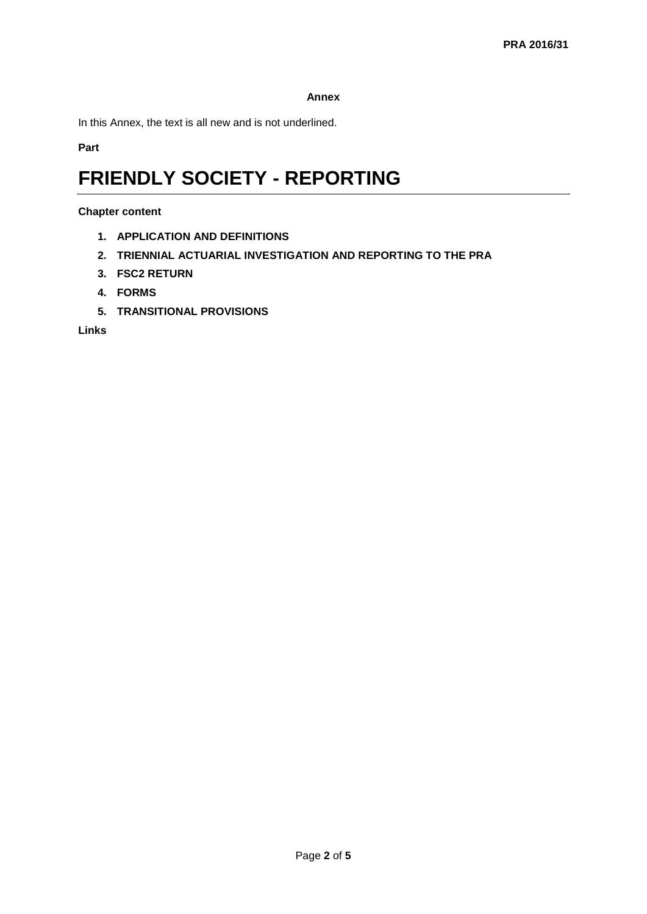**Annex**

In this Annex, the text is all new and is not underlined.

**Part**

# FRIENDLY SOCIETY - REPORTING

**Chapter content**

1. **APPLICATION AND DEFINITIONS**
2. **TRIENNIAL ACTUARIAL INVESTIGATION AND REPORTING TO THE PRA**
3. **FSC2 RETURN**
4. **FORMS**
5. **TRANSITIONAL PROVISIONS**

**Links**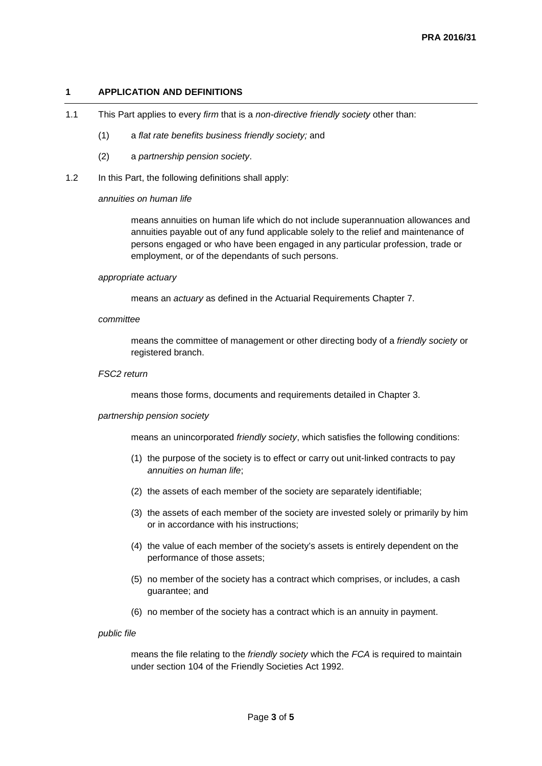## 1 APPLICATION AND DEFINITIONS

1.1 This Part applies to every *firm* that is a *non-directive friendly society* other than:

(1) a *flat rate benefits business friendly society;* and

(2) a *partnership pension society*.

1.2 In this Part, the following definitions shall apply:

*annuities on human life*

means annuities on human life which do not include superannuation allowances and annuities payable out of any fund applicable solely to the relief and maintenance of persons engaged or who have been engaged in any particular profession, trade or employment, or of the dependants of such persons.

*appropriate actuary*

means an *actuary* as defined in the Actuarial Requirements Chapter 7.

*committee*

means the committee of management or other directing body of a *friendly society* or registered branch.

*FSC2 return*

means those forms, documents and requirements detailed in Chapter 3.

*partnership pension society*

means an unincorporated *friendly society*, which satisfies the following conditions:

(1) the purpose of the society is to effect or carry out unit-linked contracts to pay *annuities on human life*;

(2) the assets of each member of the society are separately identifiable;

(3) the assets of each member of the society are invested solely or primarily by him or in accordance with his instructions;

(4) the value of each member of the society's assets is entirely dependent on the performance of those assets;

(5) no member of the society has a contract which comprises, or includes, a cash guarantee; and

(6) no member of the society has a contract which is an annuity in payment.

*public file*

means the file relating to the *friendly society* which the *FCA* is required to maintain under section 104 of the Friendly Societies Act 1992.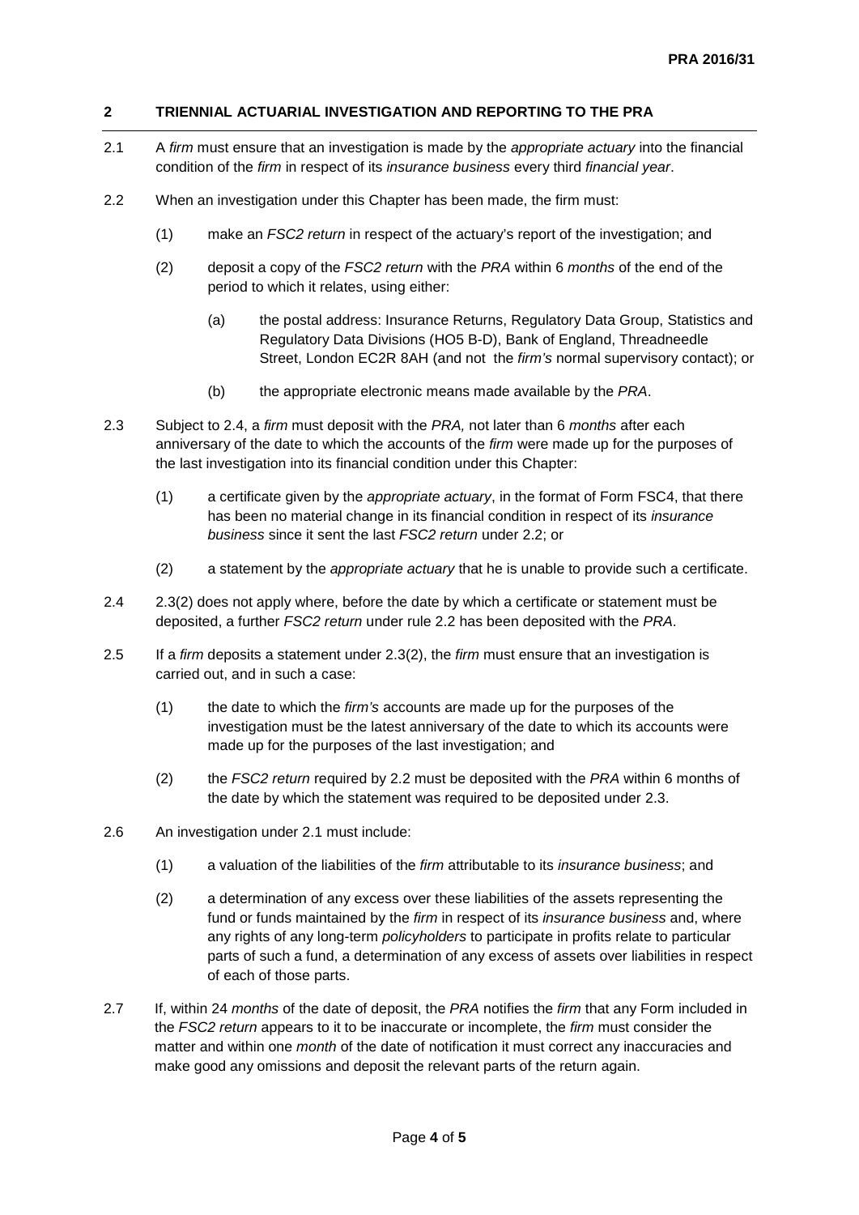## 2 TRIENNIAL ACTUARIAL INVESTIGATION AND REPORTING TO THE PRA

2.1 A *firm* must ensure that an investigation is made by the *appropriate actuary* into the financial condition of the *firm* in respect of its *insurance business* every third *financial year*.

2.2 When an investigation under this Chapter has been made, the firm must:

(1) make an *FSC2 return* in respect of the actuary's report of the investigation; and

(2) deposit a copy of the *FSC2 return* with the *PRA* within 6 *months* of the end of the period to which it relates, using either:

(a) the postal address: Insurance Returns, Regulatory Data Group, Statistics and Regulatory Data Divisions (HO5 B-D), Bank of England, Threadneedle Street, London EC2R 8AH (and not the *firm's* normal supervisory contact); or

(b) the appropriate electronic means made available by the *PRA*.

2.3 Subject to 2.4, a *firm* must deposit with the *PRA,* not later than 6 *months* after each anniversary of the date to which the accounts of the *firm* were made up for the purposes of the last investigation into its financial condition under this Chapter:

(1) a certificate given by the *appropriate actuary*, in the format of Form FSC4, that there has been no material change in its financial condition in respect of its *insurance business* since it sent the last *FSC2 return* under 2.2; or

(2) a statement by the *appropriate actuary* that he is unable to provide such a certificate.

2.4 2.3(2) does not apply where, before the date by which a certificate or statement must be deposited, a further *FSC2 return* under rule 2.2 has been deposited with the *PRA*.

2.5 If a *firm* deposits a statement under 2.3(2), the *firm* must ensure that an investigation is carried out, and in such a case:

(1) the date to which the *firm's* accounts are made up for the purposes of the investigation must be the latest anniversary of the date to which its accounts were made up for the purposes of the last investigation; and

(2) the *FSC2 return* required by 2.2 must be deposited with the *PRA* within 6 months of the date by which the statement was required to be deposited under 2.3.

2.6 An investigation under 2.1 must include:

(1) a valuation of the liabilities of the *firm* attributable to its *insurance business*; and

(2) a determination of any excess over these liabilities of the assets representing the fund or funds maintained by the *firm* in respect of its *insurance business* and, where any rights of any long-term *policyholders* to participate in profits relate to particular parts of such a fund, a determination of any excess of assets over liabilities in respect of each of those parts.

2.7 If, within 24 *months* of the date of deposit, the *PRA* notifies the *firm* that any Form included in the *FSC2 return* appears to it to be inaccurate or incomplete, the *firm* must consider the matter and within one *month* of the date of notification it must correct any inaccuracies and make good any omissions and deposit the relevant parts of the return again.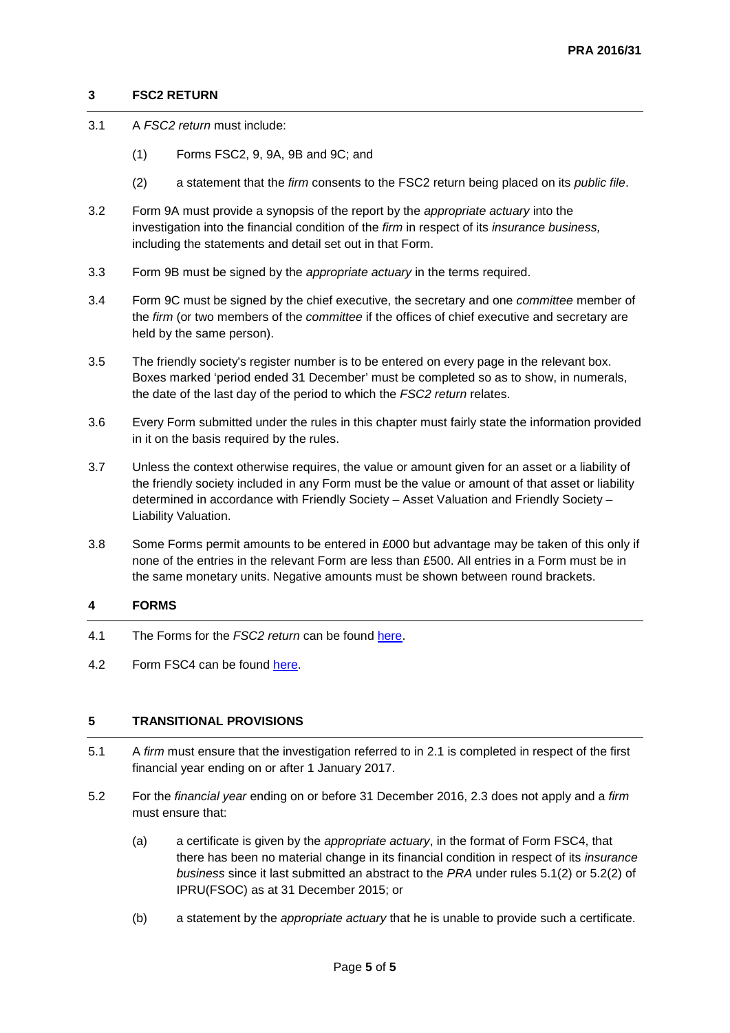## 3 FSC2 RETURN

3.1 A *FSC2 return* must include:

(1) Forms FSC2, 9, 9A, 9B and 9C; and

(2) a statement that the *firm* consents to the FSC2 return being placed on its *public file*.

3.2 Form 9A must provide a synopsis of the report by the *appropriate actuary* into the investigation into the financial condition of the *firm* in respect of its *insurance business,* including the statements and detail set out in that Form.

3.3 Form 9B must be signed by the *appropriate actuary* in the terms required.

3.4 Form 9C must be signed by the chief executive, the secretary and one *committee* member of the *firm* (or two members of the *committee* if the offices of chief executive and secretary are held by the same person).

3.5 The friendly society's register number is to be entered on every page in the relevant box. Boxes marked 'period ended 31 December' must be completed so as to show, in numerals, the date of the last day of the period to which the *FSC2 return* relates.

3.6 Every Form submitted under the rules in this chapter must fairly state the information provided in it on the basis required by the rules.

3.7 Unless the context otherwise requires, the value or amount given for an asset or a liability of the friendly society included in any Form must be the value or amount of that asset or liability determined in accordance with Friendly Society – Asset Valuation and Friendly Society – Liability Valuation.

3.8 Some Forms permit amounts to be entered in £000 but advantage may be taken of this only if none of the entries in the relevant Form are less than £500. All entries in a Form must be in the same monetary units. Negative amounts must be shown between round brackets.

## 4 FORMS

4.1 The Forms for the *FSC2 return* can be found here.

4.2 Form FSC4 can be found here.

## 5 TRANSITIONAL PROVISIONS

5.1 A *firm* must ensure that the investigation referred to in 2.1 is completed in respect of the first financial year ending on or after 1 January 2017.

5.2 For the *financial year* ending on or before 31 December 2016, 2.3 does not apply and a *firm* must ensure that:

(a) a certificate is given by the *appropriate actuary*, in the format of Form FSC4, that there has been no material change in its financial condition in respect of its *insurance business* since it last submitted an abstract to the *PRA* under rules 5.1(2) or 5.2(2) of IPRU(FSOC) as at 31 December 2015; or

(b) a statement by the *appropriate actuary* that he is unable to provide such a certificate.